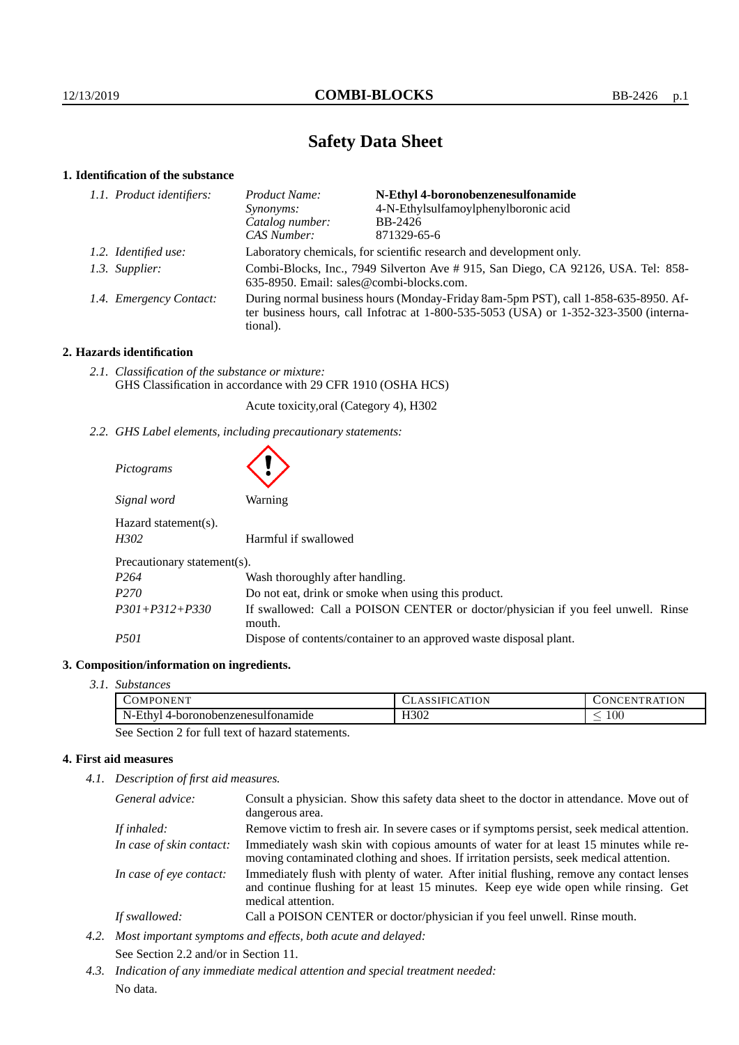# Safety Data Sheet

## 1. Identification of the substance

*1.1. Product identifiers:*

| | |
|---|---|
| *Product Name:* | **N-Ethyl 4-boronobenzenesulfonamide** |
| *Synonyms:* | 4-N-Ethylsulfamoylphenylboronic acid |
| *Catalog number:* | BB-2426 |
| *CAS Number:* | 871329-65-6 |

*1.2. Identified use:* Laboratory chemicals, for scientific research and development only.

*1.3. Supplier:* Combi-Blocks, Inc., 7949 Silverton Ave # 915, San Diego, CA 92126, USA. Tel: 858-635-8950. Email: sales@combi-blocks.com.

*1.4. Emergency Contact:* During normal business hours (Monday-Friday 8am-5pm PST), call 1-858-635-8950. After business hours, call Infotrac at 1-800-535-5053 (USA) or 1-352-323-3500 (international).

## 2. Hazards identification

*2.1. Classification of the substance or mixture:*
GHS Classification in accordance with 29 CFR 1910 (OSHA HCS)

Acute toxicity,oral (Category 4), H302

*2.2. GHS Label elements, including precautionary statements:*

*Pictograms*

*Signal word* Warning

Hazard statement(s).

| | |
|---|---|
| *H302* | Harmful if swallowed |

Precautionary statement(s).

| | |
|---|---|
| *P264* | Wash thoroughly after handling. |
| *P270* | Do not eat, drink or smoke when using this product. |
| *P301+P312+P330* | If swallowed: Call a POISON CENTER or doctor/physician if you feel unwell. Rinse mouth. |
| *P501* | Dispose of contents/container to an approved waste disposal plant. |

## 3. Composition/information on ingredients.

*3.1. Substances*

| COMPONENT | CLASSIFICATION | CONCENTRATION |
|---|---|---|
| N-Ethyl 4-boronobenzenesulfonamide | H302 | $\leq$ 100 |

See Section 2 for full text of hazard statements.

## 4. First aid measures

*4.1. Description of first aid measures.*

| | |
|---|---|
| *General advice:* | Consult a physician. Show this safety data sheet to the doctor in attendance. Move out of dangerous area. |
| *If inhaled:* | Remove victim to fresh air. In severe cases or if symptoms persist, seek medical attention. |
| *In case of skin contact:* | Immediately wash skin with copious amounts of water for at least 15 minutes while removing contaminated clothing and shoes. If irritation persists, seek medical attention. |
| *In case of eye contact:* | Immediately flush with plenty of water. After initial flushing, remove any contact lenses and continue flushing for at least 15 minutes. Keep eye wide open while rinsing. Get medical attention. |
| *If swallowed:* | Call a POISON CENTER or doctor/physician if you feel unwell. Rinse mouth. |

*4.2. Most important symptoms and effects, both acute and delayed:*

See Section 2.2 and/or in Section 11.

*4.3. Indication of any immediate medical attention and special treatment needed:*

No data.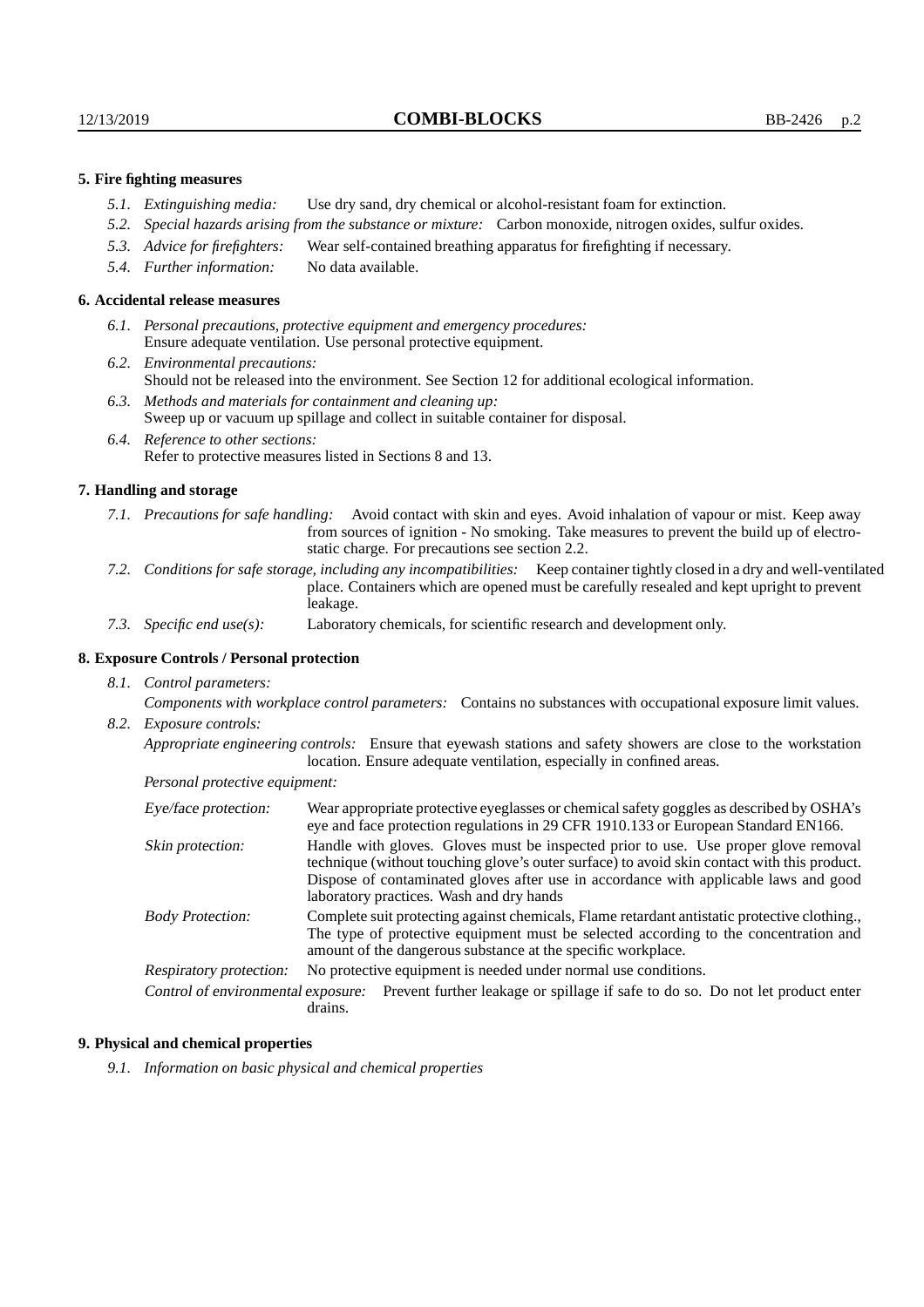### 5. Fire fighting measures

- *5.1. Extinguishing media:* Use dry sand, dry chemical or alcohol-resistant foam for extinction.
- *5.2. Special hazards arising from the substance or mixture:* Carbon monoxide, nitrogen oxides, sulfur oxides.
- *5.3. Advice for firefighters:* Wear self-contained breathing apparatus for firefighting if necessary.
- *5.4. Further information:* No data available.

### 6. Accidental release measures

- *6.1. Personal precautions, protective equipment and emergency procedures:*
  Ensure adequate ventilation. Use personal protective equipment.
- *6.2. Environmental precautions:*
  Should not be released into the environment. See Section 12 for additional ecological information.
- *6.3. Methods and materials for containment and cleaning up:*
  Sweep up or vacuum up spillage and collect in suitable container for disposal.
- *6.4. Reference to other sections:*
  Refer to protective measures listed in Sections 8 and 13.

### 7. Handling and storage

- *7.1. Precautions for safe handling:* Avoid contact with skin and eyes. Avoid inhalation of vapour or mist. Keep away from sources of ignition - No smoking. Take measures to prevent the build up of electrostatic charge. For precautions see section 2.2.
- *7.2. Conditions for safe storage, including any incompatibilities:* Keep container tightly closed in a dry and well-ventilated place. Containers which are opened must be carefully resealed and kept upright to prevent leakage.
- *7.3. Specific end use(s):* Laboratory chemicals, for scientific research and development only.

### 8. Exposure Controls / Personal protection

- *8.1. Control parameters:*
  *Components with workplace control parameters:* Contains no substances with occupational exposure limit values.
- *8.2. Exposure controls:*
  *Appropriate engineering controls:* Ensure that eyewash stations and safety showers are close to the workstation location. Ensure adequate ventilation, especially in confined areas.

  *Personal protective equipment:*

  *Eye/face protection:* Wear appropriate protective eyeglasses or chemical safety goggles as described by OSHA's eye and face protection regulations in 29 CFR 1910.133 or European Standard EN166.

  *Skin protection:* Handle with gloves. Gloves must be inspected prior to use. Use proper glove removal technique (without touching glove's outer surface) to avoid skin contact with this product. Dispose of contaminated gloves after use in accordance with applicable laws and good laboratory practices. Wash and dry hands

  *Body Protection:* Complete suit protecting against chemicals, Flame retardant antistatic protective clothing., The type of protective equipment must be selected according to the concentration and amount of the dangerous substance at the specific workplace.

  *Respiratory protection:* No protective equipment is needed under normal use conditions.

  *Control of environmental exposure:* Prevent further leakage or spillage if safe to do so. Do not let product enter drains.

### 9. Physical and chemical properties

- *9.1. Information on basic physical and chemical properties*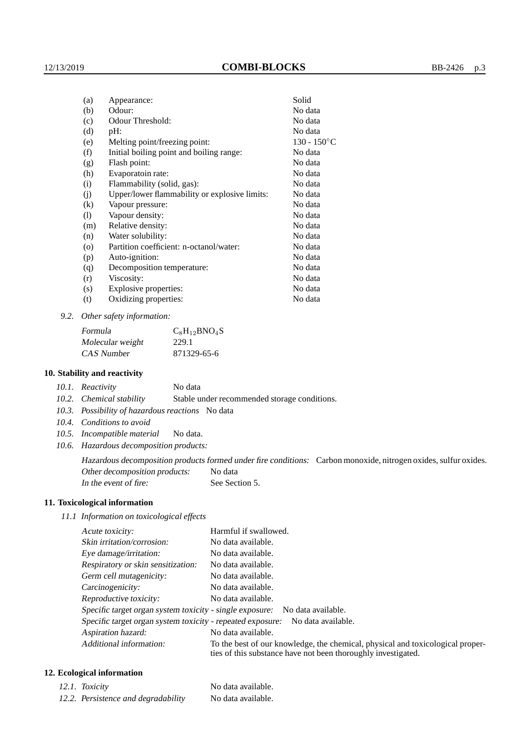| | | |
|---|---|---|
| (a) | Appearance: | Solid |
| (b) | Odour: | No data |
| (c) | Odour Threshold: | No data |
| (d) | pH: | No data |
| (e) | Melting point/freezing point: | 130 - 150°C |
| (f) | Initial boiling point and boiling range: | No data |
| (g) | Flash point: | No data |
| (h) | Evaporatoin rate: | No data |
| (i) | Flammability (solid, gas): | No data |
| (j) | Upper/lower flammability or explosive limits: | No data |
| (k) | Vapour pressure: | No data |
| (l) | Vapour density: | No data |
| (m) | Relative density: | No data |
| (n) | Water solubility: | No data |
| (o) | Partition coefficient: n-octanol/water: | No data |
| (p) | Auto-ignition: | No data |
| (q) | Decomposition temperature: | No data |
| (r) | Viscosity: | No data |
| (s) | Explosive properties: | No data |
| (t) | Oxidizing properties: | No data |

9.2. *Other safety information:*

| | |
|---|---|
| *Formula* | $C_8H_{12}BNO_4S$ |
| *Molecular weight* | 229.1 |
| *CAS Number* | 871329-65-6 |

## 10. Stability and reactivity

10.1. *Reactivity* No data

10.2. *Chemical stability* Stable under recommended storage conditions.

10.3. *Possibility of hazardous reactions* No data

10.4. *Conditions to avoid*

10.5. *Incompatible material* No data.

10.6. *Hazardous decomposition products:*

*Hazardous decomposition products formed under fire conditions:* Carbon monoxide, nitrogen oxides, sulfur oxides.

*Other decomposition products:* No data

*In the event of fire:* See Section 5.

## 11. Toxicological information

11.1 *Information on toxicological effects*

| | |
|---|---|
| *Acute toxicity:* | Harmful if swallowed. |
| *Skin irritation/corrosion:* | No data available. |
| *Eye damage/irritation:* | No data available. |
| *Respiratory or skin sensitization:* | No data available. |
| *Germ cell mutagenicity:* | No data available. |
| *Carcinogenicity:* | No data available. |
| *Reproductive toxicity:* | No data available. |
| *Specific target organ system toxicity - single exposure:* | No data available. |
| *Specific target organ system toxicity - repeated exposure:* | No data available. |
| *Aspiration hazard:* | No data available. |
| *Additional information:* | To the best of our knowledge, the chemical, physical and toxicological properties of this substance have not been thoroughly investigated. |

## 12. Ecological information

| | |
|---|---|
| 12.1. *Toxicity* | No data available. |
| 12.2. *Persistence and degradability* | No data available. |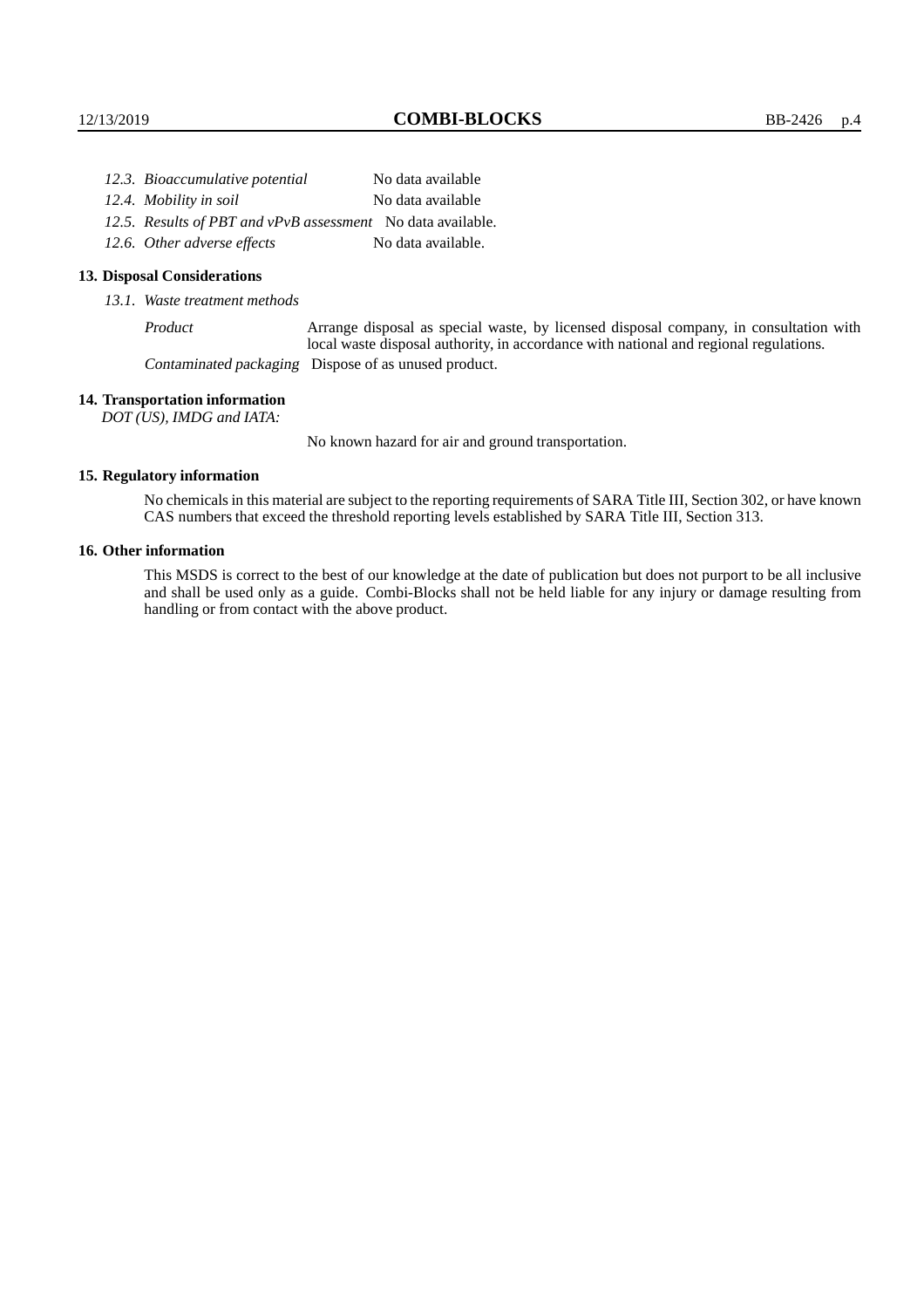*12.3. Bioaccumulative potential* No data available

*12.4. Mobility in soil* No data available

*12.5. Results of PBT and vPvB assessment* No data available.

*12.6. Other adverse effects* No data available.

## 13. Disposal Considerations

*13.1. Waste treatment methods*

*Product* Arrange disposal as special waste, by licensed disposal company, in consultation with local waste disposal authority, in accordance with national and regional regulations.

*Contaminated packaging* Dispose of as unused product.

## 14. Transportation information

*DOT (US), IMDG and IATA:*

No known hazard for air and ground transportation.

## 15. Regulatory information

No chemicals in this material are subject to the reporting requirements of SARA Title III, Section 302, or have known CAS numbers that exceed the threshold reporting levels established by SARA Title III, Section 313.

## 16. Other information

This MSDS is correct to the best of our knowledge at the date of publication but does not purport to be all inclusive and shall be used only as a guide. Combi-Blocks shall not be held liable for any injury or damage resulting from handling or from contact with the above product.